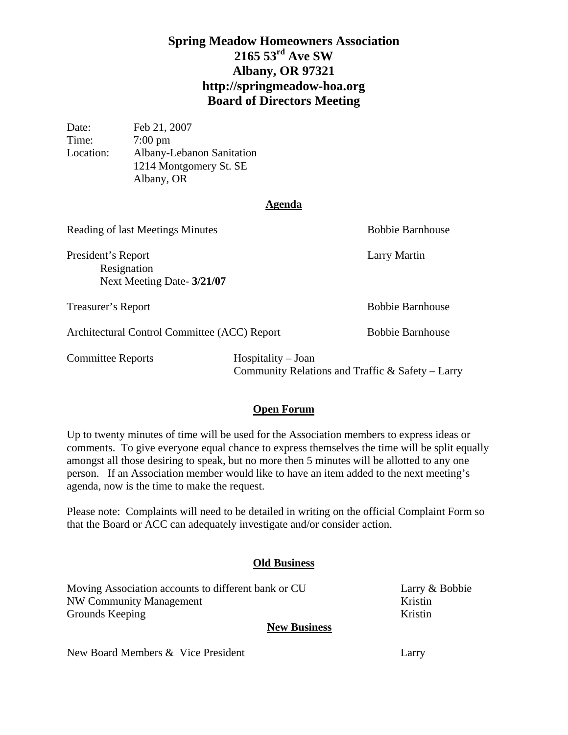# Spring Meadow Homeowners Association
## 2165 53rd Ave SW
## Albany, OR 97321
## http://springmeadow-hoa.org
## Board of Directors Meeting

Date: Feb 21, 2007
Time: 7:00 pm
Location: Albany-Lebanon Sanitation
1214 Montgomery St. SE
Albany, OR

## Agenda

Reading of last Meetings Minutes — Bobbie Barnhouse

President's Report — Larry Martin
- Resignation
- Next Meeting Date- **3/21/07**

Treasurer's Report — Bobbie Barnhouse

Architectural Control Committee (ACC) Report — Bobbie Barnhouse

Committee Reports
- Hospitality – Joan
- Community Relations and Traffic & Safety – Larry

## Open Forum

Up to twenty minutes of time will be used for the Association members to express ideas or comments. To give everyone equal chance to express themselves the time will be split equally amongst all those desiring to speak, but no more then 5 minutes will be allotted to any one person. If an Association member would like to have an item added to the next meeting's agenda, now is the time to make the request.

Please note: Complaints will need to be detailed in writing on the official Complaint Form so that the Board or ACC can adequately investigate and/or consider action.

## Old Business

Moving Association accounts to different bank or CU — Larry & Bobbie
NW Community Management — Kristin
Grounds Keeping — Kristin

## New Business

New Board Members & Vice President — Larry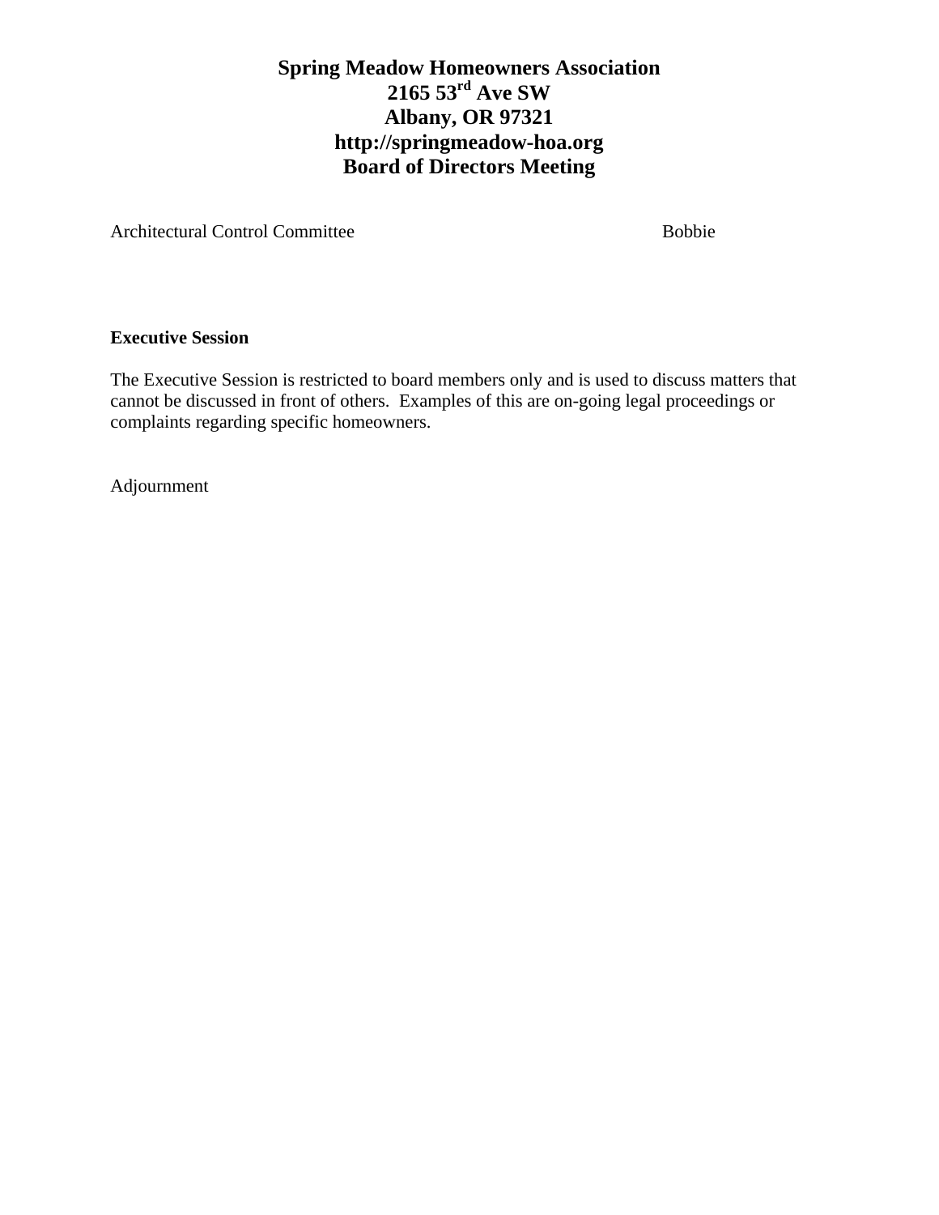**Spring Meadow Homeowners Association**
**2165 53rd Ave SW**
**Albany, OR 97321**
**http://springmeadow-hoa.org**
**Board of Directors Meeting**

Architectural Control Committee Bobbie

**Executive Session**

The Executive Session is restricted to board members only and is used to discuss matters that cannot be discussed in front of others. Examples of this are on-going legal proceedings or complaints regarding specific homeowners.

Adjournment